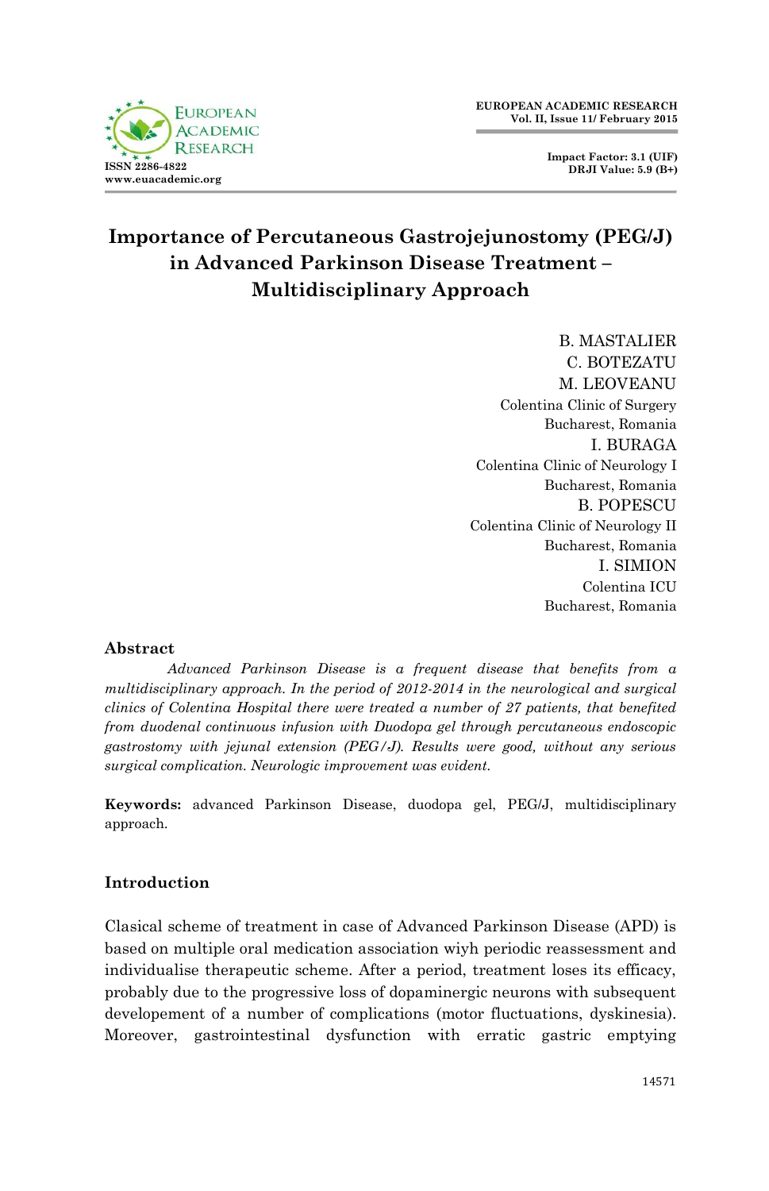# Importance of Percutaneous Gastrojejunostomy (PEG/J) in Advanced Parkinson Disease Treatment – Multidisciplinary Approach

B. MASTALIER
C. BOTEZATU
M. LEOVEANU
Colentina Clinic of Surgery
Bucharest, Romania

I. BURAGA
Colentina Clinic of Neurology I
Bucharest, Romania

B. POPESCU
Colentina Clinic of Neurology II
Bucharest, Romania

I. SIMION
Colentina ICU
Bucharest, Romania

## Abstract

*Advanced Parkinson Disease is a frequent disease that benefits from a multidisciplinary approach. In the period of 2012-2014 in the neurological and surgical clinics of Colentina Hospital there were treated a number of 27 patients, that benefited from duodenal continuous infusion with Duodopa gel through percutaneous endoscopic gastrostomy with jejunal extension (PEG/J). Results were good, without any serious surgical complication. Neurologic improvement was evident.*

**Keywords:** advanced Parkinson Disease, duodopa gel, PEG/J, multidisciplinary approach.

## Introduction

Clasical scheme of treatment in case of Advanced Parkinson Disease (APD) is based on multiple oral medication association wiyh periodic reassessment and individualise therapeutic scheme. After a period, treatment loses its efficacy, probably due to the progressive loss of dopaminergic neurons with subsequent developement of a number of complications (motor fluctuations, dyskinesia). Moreover, gastrointestinal dysfunction with erratic gastric emptying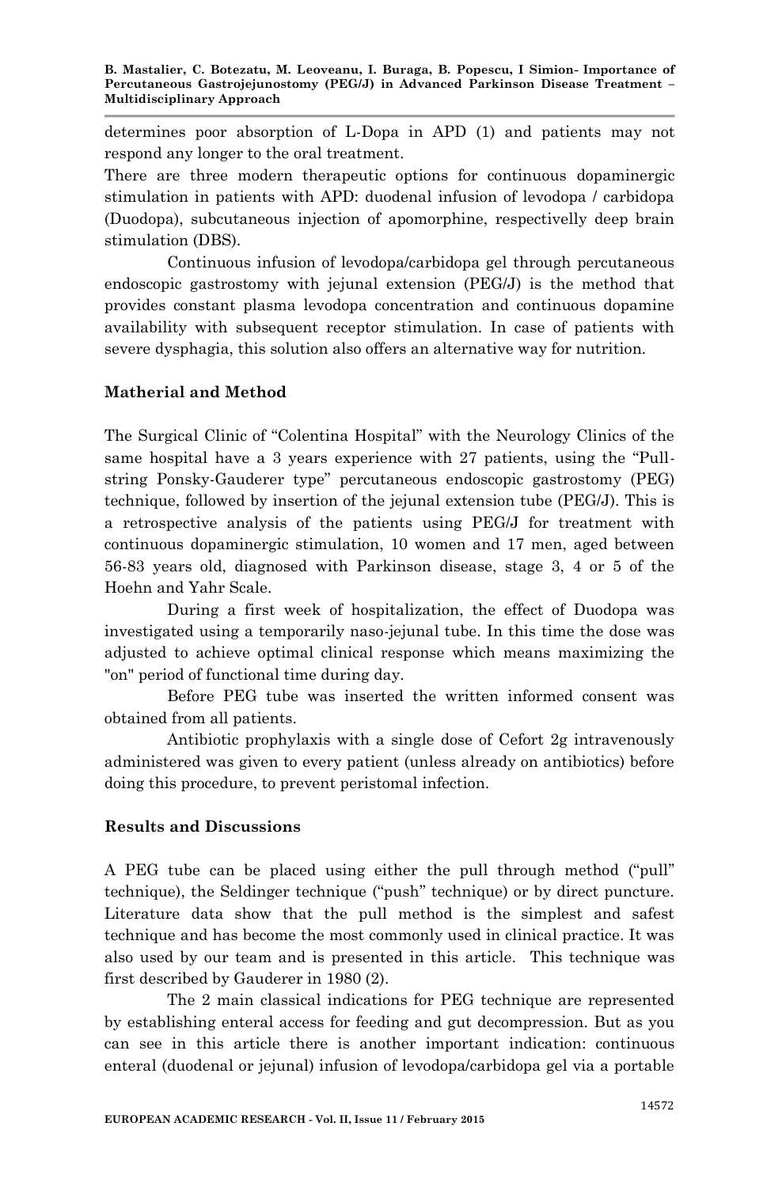determines poor absorption of L-Dopa in APD (1) and patients may not respond any longer to the oral treatment.

There are three modern therapeutic options for continuous dopaminergic stimulation in patients with APD: duodenal infusion of levodopa / carbidopa (Duodopa), subcutaneous injection of apomorphine, respectivelly deep brain stimulation (DBS).

Continuous infusion of levodopa/carbidopa gel through percutaneous endoscopic gastrostomy with jejunal extension (PEG/J) is the method that provides constant plasma levodopa concentration and continuous dopamine availability with subsequent receptor stimulation. In case of patients with severe dysphagia, this solution also offers an alternative way for nutrition.

## Matherial and Method

The Surgical Clinic of "Colentina Hospital" with the Neurology Clinics of the same hospital have a 3 years experience with 27 patients, using the "Pull-string Ponsky-Gauderer type" percutaneous endoscopic gastrostomy (PEG) technique, followed by insertion of the jejunal extension tube (PEG/J). This is a retrospective analysis of the patients using PEG/J for treatment with continuous dopaminergic stimulation, 10 women and 17 men, aged between 56-83 years old, diagnosed with Parkinson disease, stage 3, 4 or 5 of the Hoehn and Yahr Scale.

During a first week of hospitalization, the effect of Duodopa was investigated using a temporarily naso-jejunal tube. In this time the dose was adjusted to achieve optimal clinical response which means maximizing the "on" period of functional time during day.

Before PEG tube was inserted the written informed consent was obtained from all patients.

Antibiotic prophylaxis with a single dose of Cefort 2g intravenously administered was given to every patient (unless already on antibiotics) before doing this procedure, to prevent peristomal infection.

## Results and Discussions

A PEG tube can be placed using either the pull through method ("pull" technique), the Seldinger technique ("push" technique) or by direct puncture. Literature data show that the pull method is the simplest and safest technique and has become the most commonly used in clinical practice. It was also used by our team and is presented in this article. This technique was first described by Gauderer in 1980 (2).

The 2 main classical indications for PEG technique are represented by establishing enteral access for feeding and gut decompression. But as you can see in this article there is another important indication: continuous enteral (duodenal or jejunal) infusion of levodopa/carbidopa gel via a portable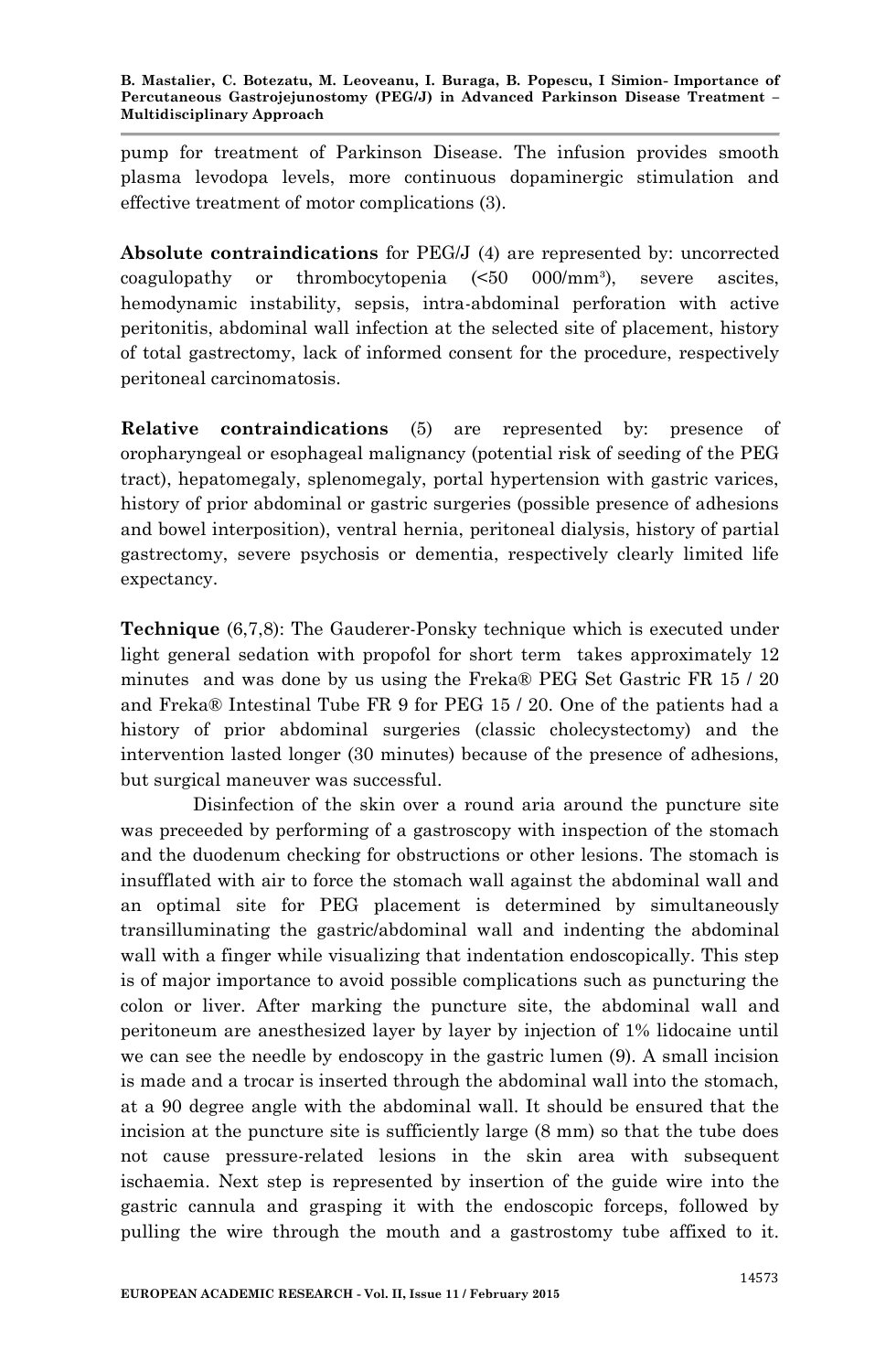pump for treatment of Parkinson Disease. The infusion provides smooth plasma levodopa levels, more continuous dopaminergic stimulation and effective treatment of motor complications (3).

**Absolute contraindications** for PEG/J (4) are represented by: uncorrected coagulopathy or thrombocytopenia (<50 000/mm³), severe ascites, hemodynamic instability, sepsis, intra-abdominal perforation with active peritonitis, abdominal wall infection at the selected site of placement, history of total gastrectomy, lack of informed consent for the procedure, respectively peritoneal carcinomatosis.

**Relative contraindications** (5) are represented by: presence of oropharyngeal or esophageal malignancy (potential risk of seeding of the PEG tract), hepatomegaly, splenomegaly, portal hypertension with gastric varices, history of prior abdominal or gastric surgeries (possible presence of adhesions and bowel interposition), ventral hernia, peritoneal dialysis, history of partial gastrectomy, severe psychosis or dementia, respectively clearly limited life expectancy.

**Technique** (6,7,8): The Gauderer-Ponsky technique which is executed under light general sedation with propofol for short term takes approximately 12 minutes and was done by us using the Freka® PEG Set Gastric FR 15 / 20 and Freka® Intestinal Tube FR 9 for PEG 15 / 20. One of the patients had a history of prior abdominal surgeries (classic cholecystectomy) and the intervention lasted longer (30 minutes) because of the presence of adhesions, but surgical maneuver was successful.

Disinfection of the skin over a round aria around the puncture site was preceeded by performing of a gastroscopy with inspection of the stomach and the duodenum checking for obstructions or other lesions. The stomach is insufflated with air to force the stomach wall against the abdominal wall and an optimal site for PEG placement is determined by simultaneously transilluminating the gastric/abdominal wall and indenting the abdominal wall with a finger while visualizing that indentation endoscopically. This step is of major importance to avoid possible complications such as puncturing the colon or liver. After marking the puncture site, the abdominal wall and peritoneum are anesthesized layer by layer by injection of 1% lidocaine until we can see the needle by endoscopy in the gastric lumen (9). A small incision is made and a trocar is inserted through the abdominal wall into the stomach, at a 90 degree angle with the abdominal wall. It should be ensured that the incision at the puncture site is sufficiently large (8 mm) so that the tube does not cause pressure-related lesions in the skin area with subsequent ischaemia. Next step is represented by insertion of the guide wire into the gastric cannula and grasping it with the endoscopic forceps, followed by pulling the wire through the mouth and a gastrostomy tube affixed to it.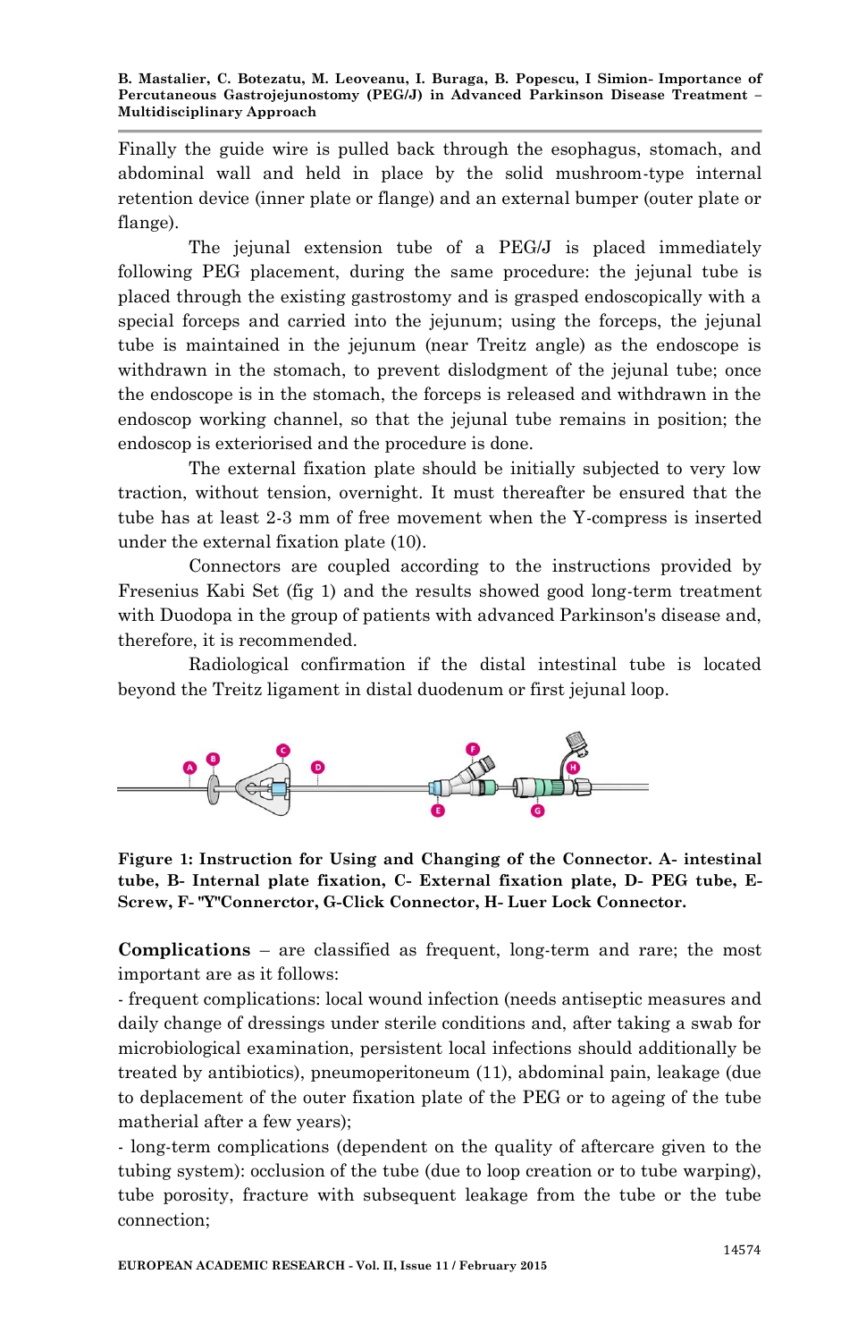Finally the guide wire is pulled back through the esophagus, stomach, and abdominal wall and held in place by the solid mushroom-type internal retention device (inner plate or flange) and an external bumper (outer plate or flange).

The jejunal extension tube of a PEG/J is placed immediately following PEG placement, during the same procedure: the jejunal tube is placed through the existing gastrostomy and is grasped endoscopically with a special forceps and carried into the jejunum; using the forceps, the jejunal tube is maintained in the jejunum (near Treitz angle) as the endoscope is withdrawn in the stomach, to prevent dislodgment of the jejunal tube; once the endoscope is in the stomach, the forceps is released and withdrawn in the endoscop working channel, so that the jejunal tube remains in position; the endoscop is exteriorised and the procedure is done.

The external fixation plate should be initially subjected to very low traction, without tension, overnight. It must thereafter be ensured that the tube has at least 2-3 mm of free movement when the Y-compress is inserted under the external fixation plate (10).

Connectors are coupled according to the instructions provided by Fresenius Kabi Set (fig 1) and the results showed good long-term treatment with Duodopa in the group of patients with advanced Parkinson's disease and, therefore, it is recommended.

Radiological confirmation if the distal intestinal tube is located beyond the Treitz ligament in distal duodenum or first jejunal loop.

**Figure 1: Instruction for Using and Changing of the Connector. A- intestinal tube, B- Internal plate fixation, C- External fixation plate, D- PEG tube, E- Screw, F- "Y"Connerctor, G-Click Connector, H- Luer Lock Connector.**

**Complications** – are classified as frequent, long-term and rare; the most important are as it follows:

- frequent complications: local wound infection (needs antiseptic measures and daily change of dressings under sterile conditions and, after taking a swab for microbiological examination, persistent local infections should additionally be treated by antibiotics), pneumoperitoneum (11), abdominal pain, leakage (due to deplacement of the outer fixation plate of the PEG or to ageing of the tube matherial after a few years);
- long-term complications (dependent on the quality of aftercare given to the tubing system): occlusion of the tube (due to loop creation or to tube warping), tube porosity, fracture with subsequent leakage from the tube or the tube connection;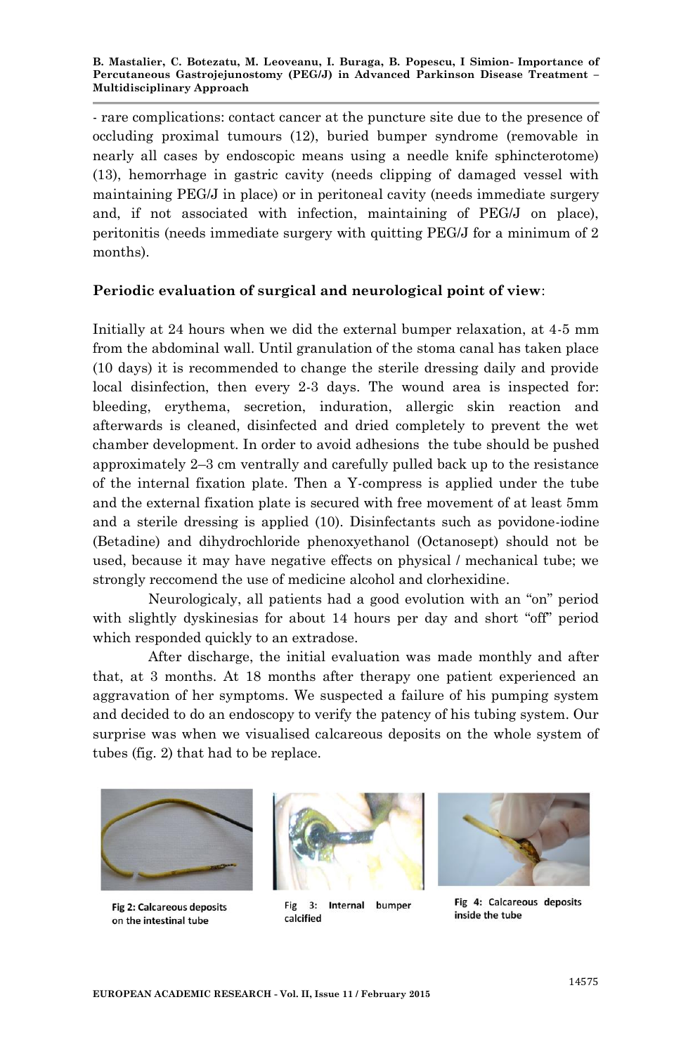- rare complications: contact cancer at the puncture site due to the presence of occluding proximal tumours (12), buried bumper syndrome (removable in nearly all cases by endoscopic means using a needle knife sphincterotome) (13), hemorrhage in gastric cavity (needs clipping of damaged vessel with maintaining PEG/J in place) or in peritoneal cavity (needs immediate surgery and, if not associated with infection, maintaining of PEG/J on place), peritonitis (needs immediate surgery with quitting PEG/J for a minimum of 2 months).

**Periodic evaluation of surgical and neurological point of view**:

Initially at 24 hours when we did the external bumper relaxation, at 4-5 mm from the abdominal wall. Until granulation of the stoma canal has taken place (10 days) it is recommended to change the sterile dressing daily and provide local disinfection, then every 2-3 days. The wound area is inspected for: bleeding, erythema, secretion, induration, allergic skin reaction and afterwards is cleaned, disinfected and dried completely to prevent the wet chamber development. In order to avoid adhesions the tube should be pushed approximately 2–3 cm ventrally and carefully pulled back up to the resistance of the internal fixation plate. Then a Y-compress is applied under the tube and the external fixation plate is secured with free movement of at least 5mm and a sterile dressing is applied (10). Disinfectants such as povidone-iodine (Betadine) and dihydrochloride phenoxyethanol (Octanosept) should not be used, because it may have negative effects on physical / mechanical tube; we strongly reccomend the use of medicine alcohol and clorhexidine.

Neurologicaly, all patients had a good evolution with an "on" period with slightly dyskinesias for about 14 hours per day and short "off" period which responded quickly to an extradose.

After discharge, the initial evaluation was made monthly and after that, at 3 months. At 18 months after therapy one patient experienced an aggravation of her symptoms. We suspected a failure of his pumping system and decided to do an endoscopy to verify the patency of his tubing system. Our surprise was when we visualised calcareous deposits on the whole system of tubes (fig. 2) that had to be replace.

Fig 2: Calcareous deposits on the intestinal tube

Fig 3: Internal bumper calcified

Fig 4: Calcareous deposits inside the tube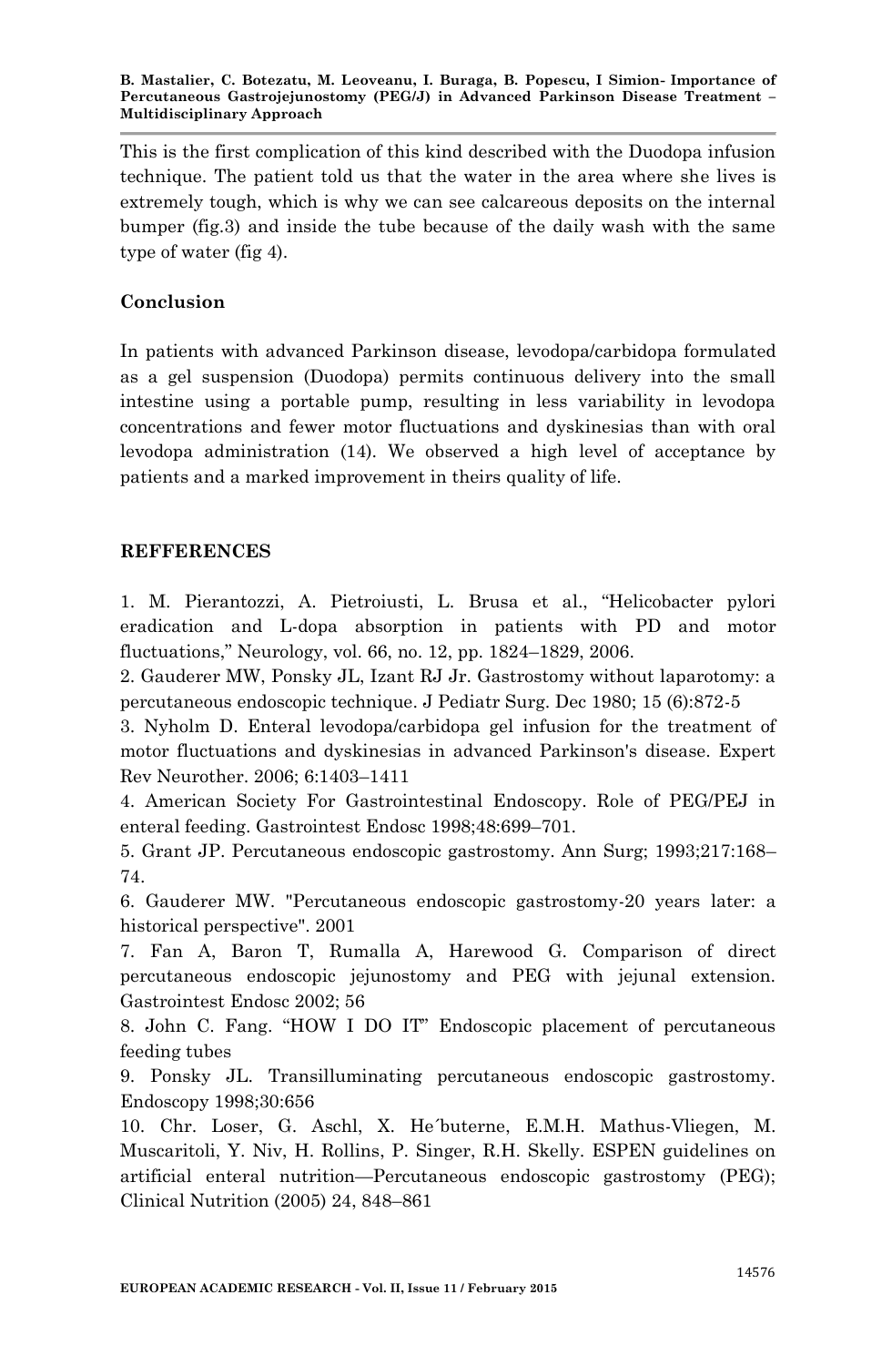This is the first complication of this kind described with the Duodopa infusion technique. The patient told us that the water in the area where she lives is extremely tough, which is why we can see calcareous deposits on the internal bumper (fig.3) and inside the tube because of the daily wash with the same type of water (fig 4).

## Conclusion

In patients with advanced Parkinson disease, levodopa/carbidopa formulated as a gel suspension (Duodopa) permits continuous delivery into the small intestine using a portable pump, resulting in less variability in levodopa concentrations and fewer motor fluctuations and dyskinesias than with oral levodopa administration (14). We observed a high level of acceptance by patients and a marked improvement in theirs quality of life.

## REFFERENCES

1. M. Pierantozzi, A. Pietroiusti, L. Brusa et al., "Helicobacter pylori eradication and L-dopa absorption in patients with PD and motor fluctuations," Neurology, vol. 66, no. 12, pp. 1824–1829, 2006.
2. Gauderer MW, Ponsky JL, Izant RJ Jr. Gastrostomy without laparotomy: a percutaneous endoscopic technique. J Pediatr Surg. Dec 1980; 15 (6):872-5
3. Nyholm D. Enteral levodopa/carbidopa gel infusion for the treatment of motor fluctuations and dyskinesias in advanced Parkinson's disease. Expert Rev Neurother. 2006; 6:1403–1411
4. American Society For Gastrointestinal Endoscopy. Role of PEG/PEJ in enteral feeding. Gastrointest Endosc 1998;48:699–701.
5. Grant JP. Percutaneous endoscopic gastrostomy. Ann Surg; 1993;217:168–74.
6. Gauderer MW. "Percutaneous endoscopic gastrostomy-20 years later: a historical perspective". 2001
7. Fan A, Baron T, Rumalla A, Harewood G. Comparison of direct percutaneous endoscopic jejunostomy and PEG with jejunal extension. Gastrointest Endosc 2002; 56
8. John C. Fang. "HOW I DO IT" Endoscopic placement of percutaneous feeding tubes
9. Ponsky JL. Transilluminating percutaneous endoscopic gastrostomy. Endoscopy 1998;30:656
10. Chr. Loser, G. Aschl, X. He´buterne, E.M.H. Mathus-Vliegen, M. Muscaritoli, Y. Niv, H. Rollins, P. Singer, R.H. Skelly. ESPEN guidelines on artificial enteral nutrition—Percutaneous endoscopic gastrostomy (PEG); Clinical Nutrition (2005) 24, 848–861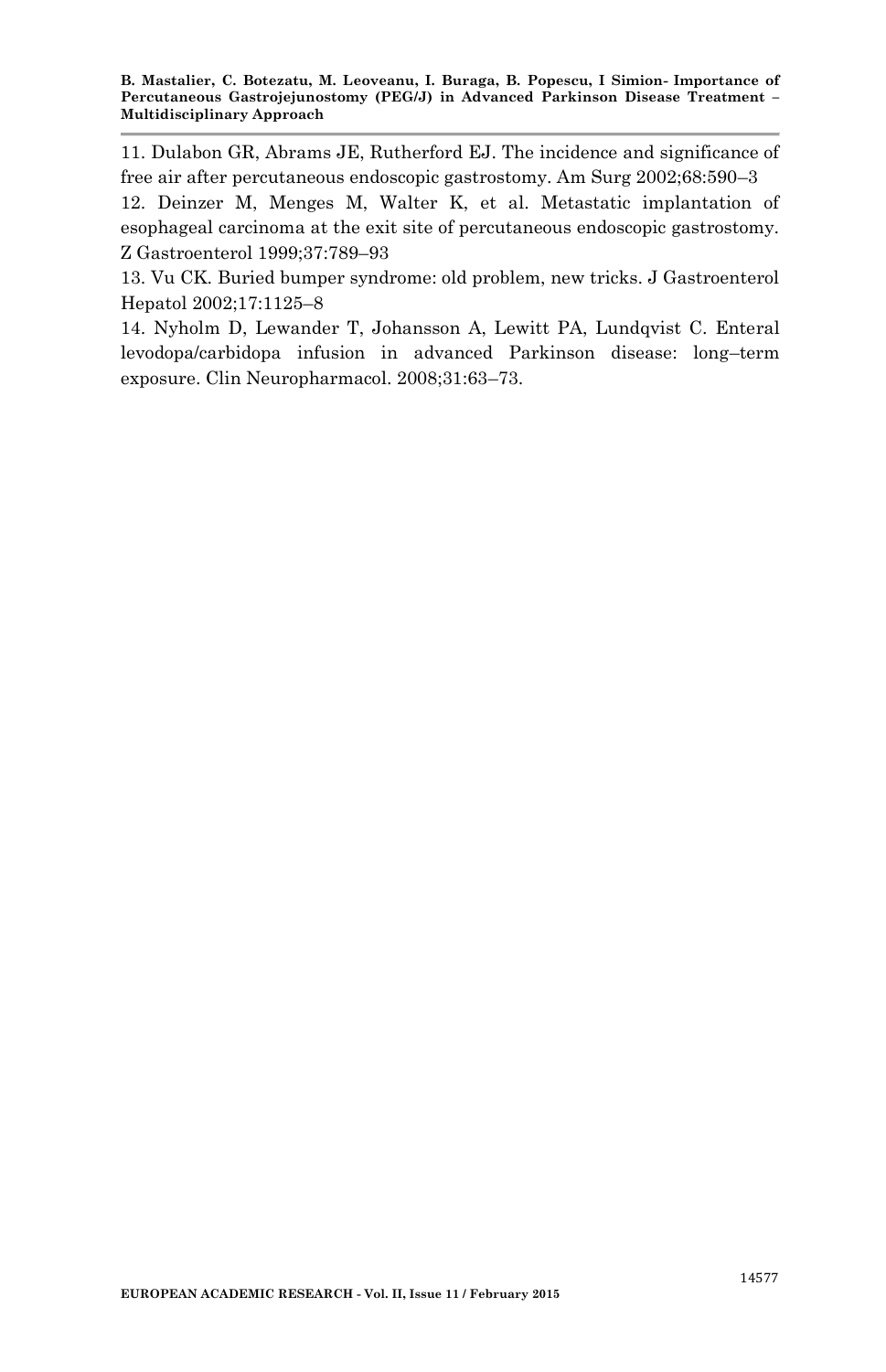11. Dulabon GR, Abrams JE, Rutherford EJ. The incidence and significance of free air after percutaneous endoscopic gastrostomy. Am Surg 2002;68:590–3

12. Deinzer M, Menges M, Walter K, et al. Metastatic implantation of esophageal carcinoma at the exit site of percutaneous endoscopic gastrostomy. Z Gastroenterol 1999;37:789–93

13. Vu CK. Buried bumper syndrome: old problem, new tricks. J Gastroenterol Hepatol 2002;17:1125–8

14. Nyholm D, Lewander T, Johansson A, Lewitt PA, Lundqvist C. Enteral levodopa/carbidopa infusion in advanced Parkinson disease: long–term exposure. Clin Neuropharmacol. 2008;31:63–73.